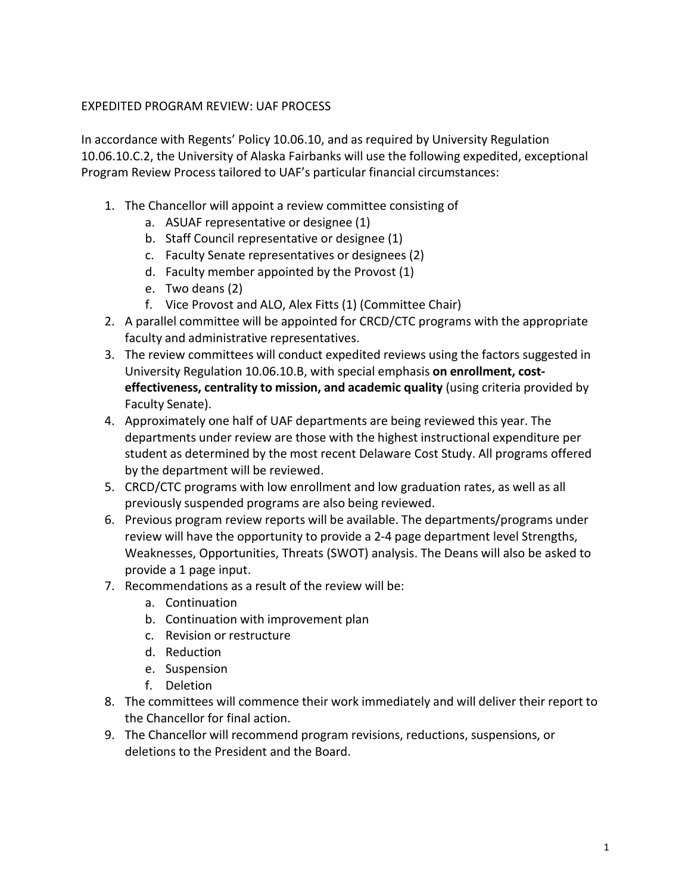# EXPEDITED PROGRAM REVIEW: UAF PROCESS

In accordance with Regents' Policy 10.06.10, and as required by University Regulation 10.06.10.C.2, the University of Alaska Fairbanks will use the following expedited, exceptional Program Review Process tailored to UAF's particular financial circumstances:

1. The Chancellor will appoint a review committee consisting of
   a. ASUAF representative or designee (1)
   b. Staff Council representative or designee (1)
   c. Faculty Senate representatives or designees (2)
   d. Faculty member appointed by the Provost (1)
   e. Two deans (2)
   f. Vice Provost and ALO, Alex Fitts (1) (Committee Chair)
2. A parallel committee will be appointed for CRCD/CTC programs with the appropriate faculty and administrative representatives.
3. The review committees will conduct expedited reviews using the factors suggested in University Regulation 10.06.10.B, with special emphasis **on enrollment, cost-effectiveness, centrality to mission, and academic quality** (using criteria provided by Faculty Senate).
4. Approximately one half of UAF departments are being reviewed this year. The departments under review are those with the highest instructional expenditure per student as determined by the most recent Delaware Cost Study. All programs offered by the department will be reviewed.
5. CRCD/CTC programs with low enrollment and low graduation rates, as well as all previously suspended programs are also being reviewed.
6. Previous program review reports will be available. The departments/programs under review will have the opportunity to provide a 2-4 page department level Strengths, Weaknesses, Opportunities, Threats (SWOT) analysis. The Deans will also be asked to provide a 1 page input.
7. Recommendations as a result of the review will be:
   a. Continuation
   b. Continuation with improvement plan
   c. Revision or restructure
   d. Reduction
   e. Suspension
   f. Deletion
8. The committees will commence their work immediately and will deliver their report to the Chancellor for final action.
9. The Chancellor will recommend program revisions, reductions, suspensions, or deletions to the President and the Board.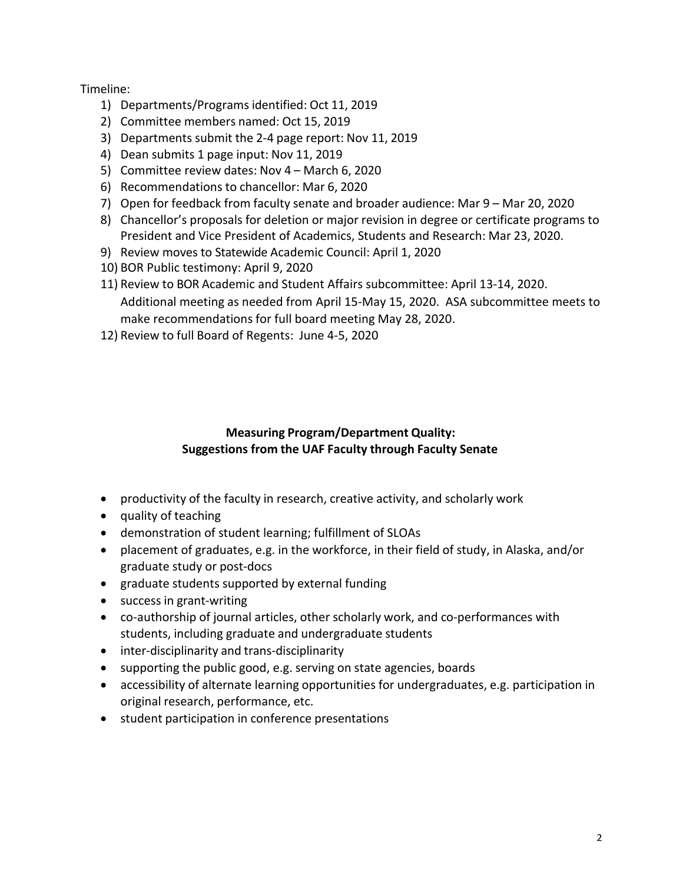Timeline:

1) Departments/Programs identified: Oct 11, 2019
2) Committee members named: Oct 15, 2019
3) Departments submit the 2-4 page report: Nov 11, 2019
4) Dean submits 1 page input: Nov 11, 2019
5) Committee review dates: Nov 4 – March 6, 2020
6) Recommendations to chancellor: Mar 6, 2020
7) Open for feedback from faculty senate and broader audience: Mar 9 – Mar 20, 2020
8) Chancellor's proposals for deletion or major revision in degree or certificate programs to President and Vice President of Academics, Students and Research: Mar 23, 2020.
9) Review moves to Statewide Academic Council: April 1, 2020
10) BOR Public testimony: April 9, 2020
11) Review to BOR Academic and Student Affairs subcommittee: April 13-14, 2020. Additional meeting as needed from April 15-May 15, 2020. ASA subcommittee meets to make recommendations for full board meeting May 28, 2020.
12) Review to full Board of Regents: June 4-5, 2020

## Measuring Program/Department Quality: Suggestions from the UAF Faculty through Faculty Senate

- productivity of the faculty in research, creative activity, and scholarly work
- quality of teaching
- demonstration of student learning; fulfillment of SLOAs
- placement of graduates, e.g. in the workforce, in their field of study, in Alaska, and/or graduate study or post-docs
- graduate students supported by external funding
- success in grant-writing
- co-authorship of journal articles, other scholarly work, and co-performances with students, including graduate and undergraduate students
- inter-disciplinarity and trans-disciplinarity
- supporting the public good, e.g. serving on state agencies, boards
- accessibility of alternate learning opportunities for undergraduates, e.g. participation in original research, performance, etc.
- student participation in conference presentations